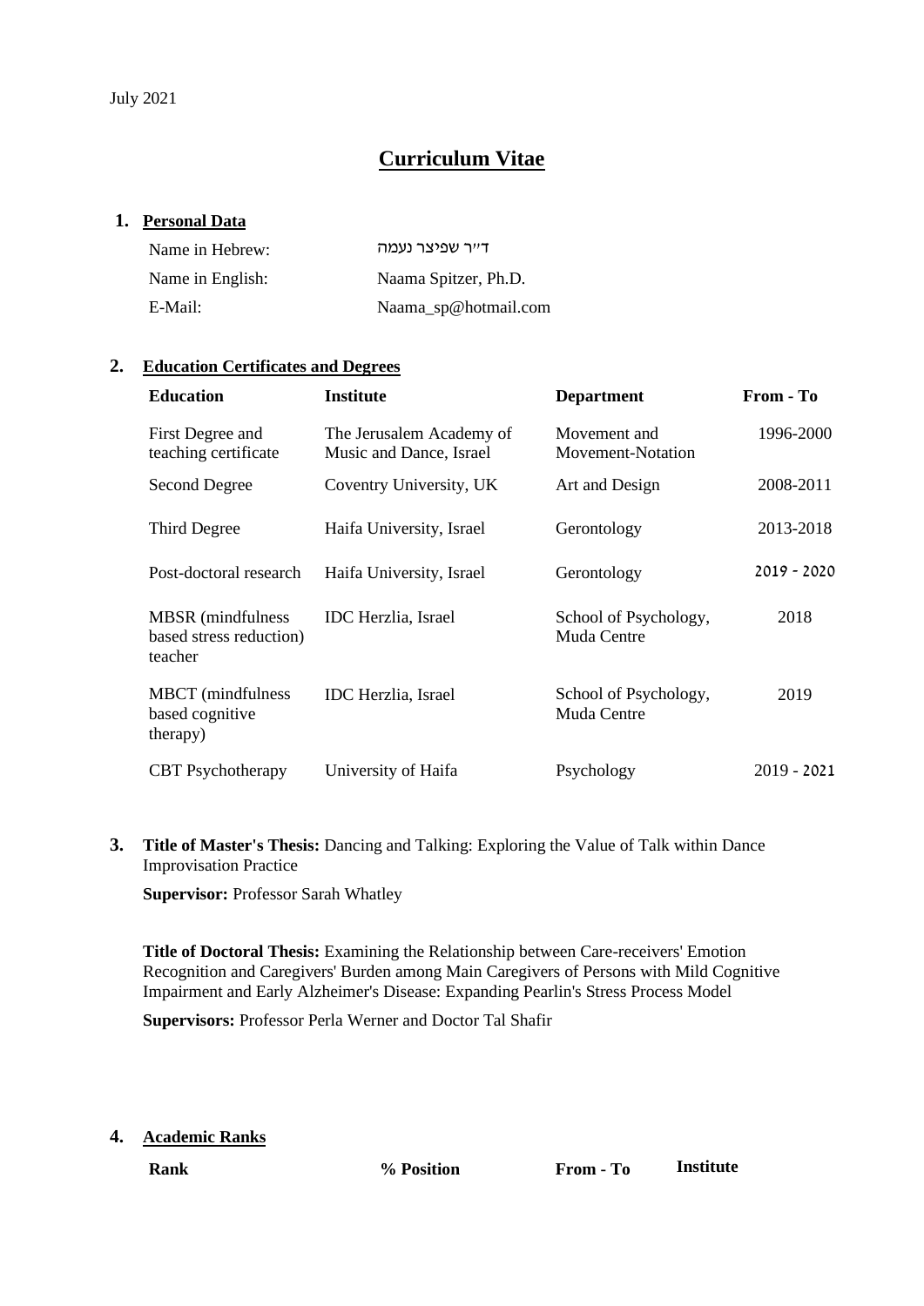July 2021

# Curriculum Vitae

## 1. Personal Data

| | |
|---|---|
| Name in Hebrew: | ד"ר שפיצר נעמה |
| Name in English: | Naama Spitzer, Ph.D. |
| E-Mail: | Naama_sp@hotmail.com |

## 2. Education Certificates and Degrees

| Education | Institute | Department | From - To |
|---|---|---|---|
| First Degree and teaching certificate | The Jerusalem Academy of Music and Dance, Israel | Movement and Movement-Notation | 1996-2000 |
| Second Degree | Coventry University, UK | Art and Design | 2008-2011 |
| Third Degree | Haifa University, Israel | Gerontology | 2013-2018 |
| Post-doctoral research | Haifa University, Israel | Gerontology | 2019 - 2020 |
| MBSR (mindfulness based stress reduction) teacher | IDC Herzlia, Israel | School of Psychology, Muda Centre | 2018 |
| MBCT (mindfulness based cognitive therapy) | IDC Herzlia, Israel | School of Psychology, Muda Centre | 2019 |
| CBT Psychotherapy | University of Haifa | Psychology | 2019 - 2021 |

## 3. **Title of Master's Thesis:** Dancing and Talking: Exploring the Value of Talk within Dance Improvisation Practice

**Supervisor:** Professor Sarah Whatley

**Title of Doctoral Thesis:** Examining the Relationship between Care-receivers' Emotion Recognition and Caregivers' Burden among Main Caregivers of Persons with Mild Cognitive Impairment and Early Alzheimer's Disease: Expanding Pearlin's Stress Process Model

**Supervisors:** Professor Perla Werner and Doctor Tal Shafir

## 4. Academic Ranks

| Rank | % Position | From - To | Institute |
|---|---|---|---|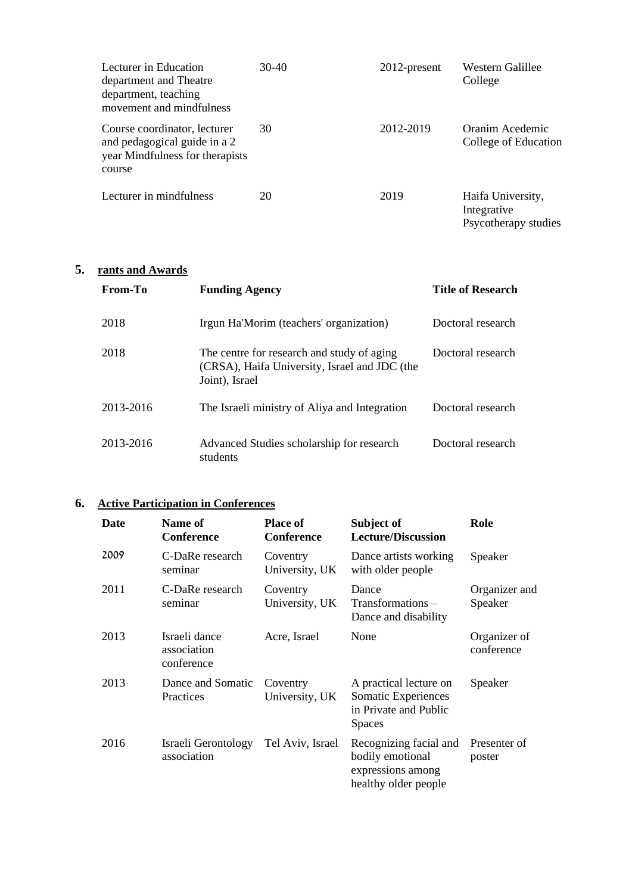| | | | |
|---|---|---|---|
| Lecturer in Education department and Theatre department, teaching movement and mindfulness | 30-40 | 2012-present | Western Galillee College |
| Course coordinator, lecturer and pedagogical guide in a 2 year Mindfulness for therapists course | 30 | 2012-2019 | Oranim Acedemic College of Education |
| Lecturer in mindfulness | 20 | 2019 | Haifa University, Integrative Psycotherapy studies |

## 5. rants and Awards

| From-To | Funding Agency | Title of Research |
|---|---|---|
| 2018 | Irgun Ha'Morim (teachers' organization) | Doctoral research |
| 2018 | The centre for research and study of aging (CRSA), Haifa University, Israel and JDC (the Joint), Israel | Doctoral research |
| 2013-2016 | The Israeli ministry of Aliya and Integration | Doctoral research |
| 2013-2016 | Advanced Studies scholarship for research students | Doctoral research |

## 6. Active Participation in Conferences

| Date | Name of Conference | Place of Conference | Subject of Lecture/Discussion | Role |
|---|---|---|---|---|
| 2009 | C-DaRe research seminar | Coventry University, UK | Dance artists working with older people | Speaker |
| 2011 | C-DaRe research seminar | Coventry University, UK | Dance Transformations – Dance and disability | Organizer and Speaker |
| 2013 | Israeli dance association conference | Acre, Israel | None | Organizer of conference |
| 2013 | Dance and Somatic Practices | Coventry University, UK | A practical lecture on Somatic Experiences in Private and Public Spaces | Speaker |
| 2016 | Israeli Gerontology association | Tel Aviv, Israel | Recognizing facial and bodily emotional expressions among healthy older people | Presenter of poster |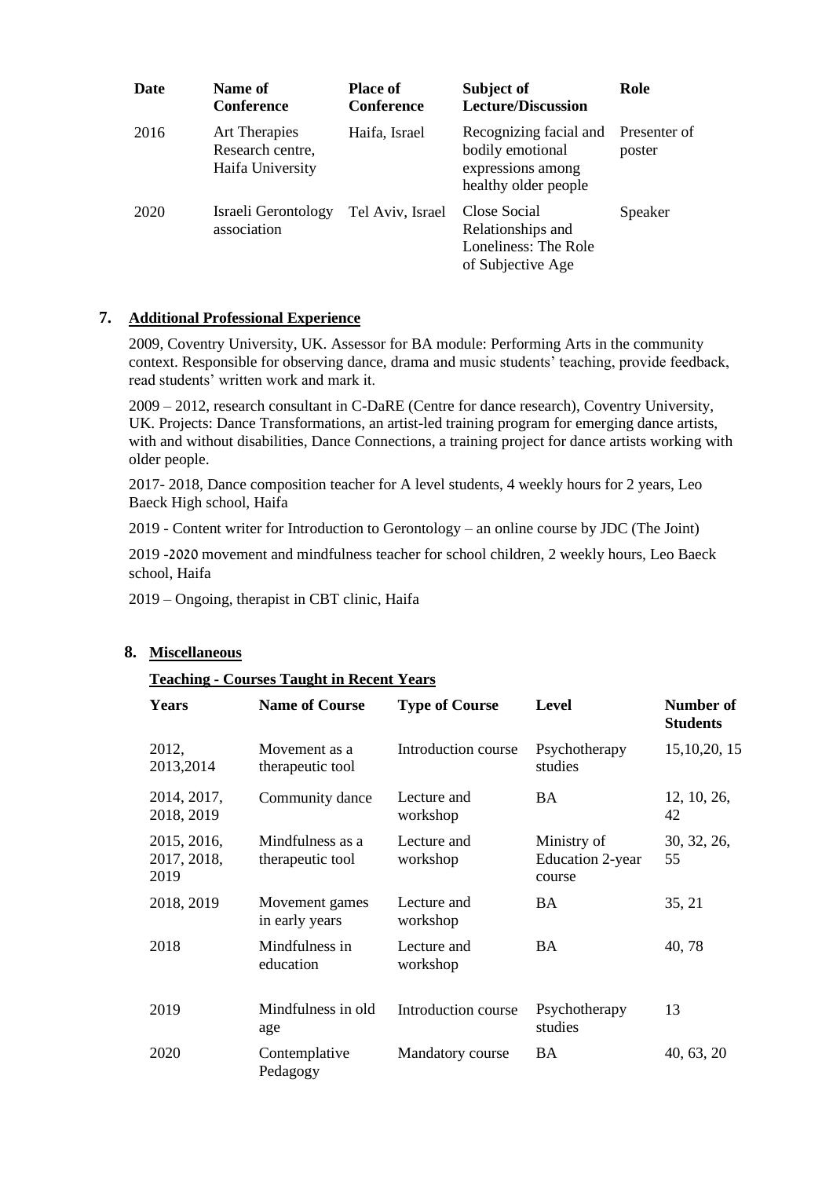| Date | Name of Conference | Place of Conference | Subject of Lecture/Discussion | Role |
|---|---|---|---|---|
| 2016 | Art Therapies Research centre, Haifa University | Haifa, Israel | Recognizing facial and bodily emotional expressions among healthy older people | Presenter of poster |
| 2020 | Israeli Gerontology association | Tel Aviv, Israel | Close Social Relationships and Loneliness: The Role of Subjective Age | Speaker |

## 7. Additional Professional Experience

2009, Coventry University, UK. Assessor for BA module: Performing Arts in the community context. Responsible for observing dance, drama and music students' teaching, provide feedback, read students' written work and mark it.

2009 – 2012, research consultant in C-DaRE (Centre for dance research), Coventry University, UK. Projects: Dance Transformations, an artist-led training program for emerging dance artists, with and without disabilities, Dance Connections, a training project for dance artists working with older people.

2017- 2018, Dance composition teacher for A level students, 4 weekly hours for 2 years, Leo Baeck High school, Haifa

2019 - Content writer for Introduction to Gerontology – an online course by JDC (The Joint)

2019 -2020 movement and mindfulness teacher for school children, 2 weekly hours, Leo Baeck school, Haifa

2019 – Ongoing, therapist in CBT clinic, Haifa

## 8. Miscellaneous

**Teaching - Courses Taught in Recent Years**

| Years | Name of Course | Type of Course | Level | Number of Students |
|---|---|---|---|---|
| 2012, 2013,2014 | Movement as a therapeutic tool | Introduction course | Psychotherapy studies | 15,10,20, 15 |
| 2014, 2017, 2018, 2019 | Community dance | Lecture and workshop | BA | 12, 10, 26, 42 |
| 2015, 2016, 2017, 2018, 2019 | Mindfulness as a therapeutic tool | Lecture and workshop | Ministry of Education 2-year course | 30, 32, 26, 55 |
| 2018, 2019 | Movement games in early years | Lecture and workshop | BA | 35, 21 |
| 2018 | Mindfulness in education | Lecture and workshop | BA | 40, 78 |
| 2019 | Mindfulness in old age | Introduction course | Psychotherapy studies | 13 |
| 2020 | Contemplative Pedagogy | Mandatory course | BA | 40, 63, 20 |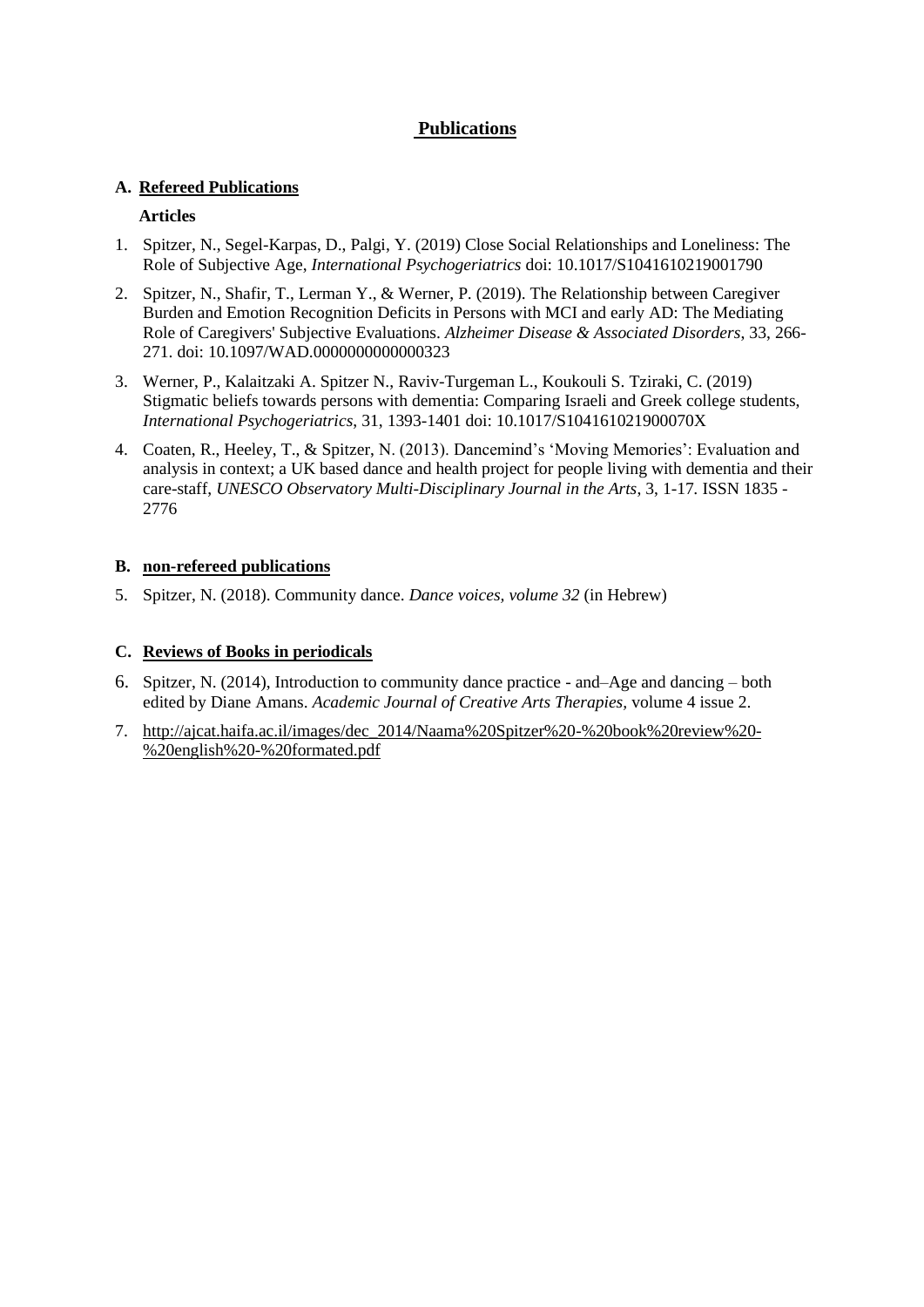# Publications

## A. Refereed Publications

### Articles

1. Spitzer, N., Segel-Karpas, D., Palgi, Y. (2019) Close Social Relationships and Loneliness: The Role of Subjective Age, *International Psychogeriatrics* doi: 10.1017/S1041610219001790
2. Spitzer, N., Shafir, T., Lerman Y., & Werner, P. (2019). The Relationship between Caregiver Burden and Emotion Recognition Deficits in Persons with MCI and early AD: The Mediating Role of Caregivers' Subjective Evaluations. *Alzheimer Disease & Associated Disorders*, 33, 266-271. doi: 10.1097/WAD.0000000000000323
3. Werner, P., Kalaitzaki A. Spitzer N., Raviv-Turgeman L., Koukouli S. Tziraki, C. (2019) Stigmatic beliefs towards persons with dementia: Comparing Israeli and Greek college students, *International Psychogeriatrics*, 31, 1393-1401 doi: 10.1017/S104161021900070X
4. Coaten, R., Heeley, T., & Spitzer, N. (2013). Dancemind's 'Moving Memories': Evaluation and analysis in context; a UK based dance and health project for people living with dementia and their care-staff, *UNESCO Observatory Multi-Disciplinary Journal in the Arts*, 3, 1-17. ISSN 1835 - 2776

## B. non-refereed publications

5. Spitzer, N. (2018). Community dance. *Dance voices, volume 32* (in Hebrew)

## C. Reviews of Books in periodicals

6. Spitzer, N. (2014), Introduction to community dance practice - and–Age and dancing – both edited by Diane Amans. *Academic Journal of Creative Arts Therapies*, volume 4 issue 2.
7. http://ajcat.haifa.ac.il/images/dec_2014/Naama%20Spitzer%20-%20book%20review%20-%20english%20-%20formated.pdf